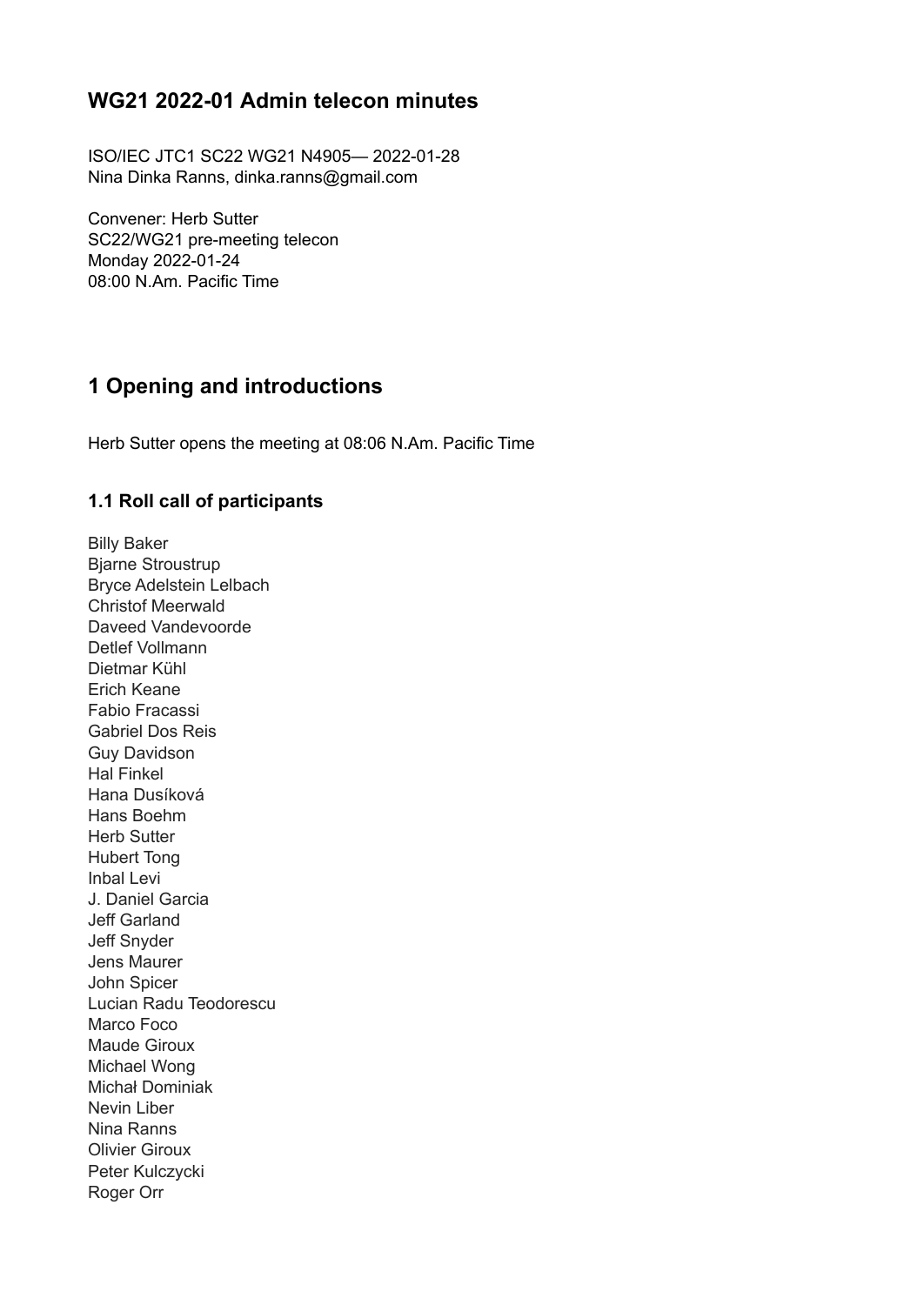# WG21 2022-01 Admin telecon minutes

ISO/IEC JTC1 SC22 WG21 N4905— 2022-01-28
Nina Dinka Ranns, dinka.ranns@gmail.com

Convener: Herb Sutter
SC22/WG21 pre-meeting telecon
Monday 2022-01-24
08:00 N.Am. Pacific Time

## 1 Opening and introductions

Herb Sutter opens the meeting at 08:06 N.Am. Pacific Time

### 1.1 Roll call of participants

Billy Baker
Bjarne Stroustrup
Bryce Adelstein Lelbach
Christof Meerwald
Daveed Vandevoorde
Detlef Vollmann
Dietmar Kühl
Erich Keane
Fabio Fracassi
Gabriel Dos Reis
Guy Davidson
Hal Finkel
Hana Dusíková
Hans Boehm
Herb Sutter
Hubert Tong
Inbal Levi
J. Daniel Garcia
Jeff Garland
Jeff Snyder
Jens Maurer
John Spicer
Lucian Radu Teodorescu
Marco Foco
Maude Giroux
Michael Wong
Michał Dominiak
Nevin Liber
Nina Ranns
Olivier Giroux
Peter Kulczycki
Roger Orr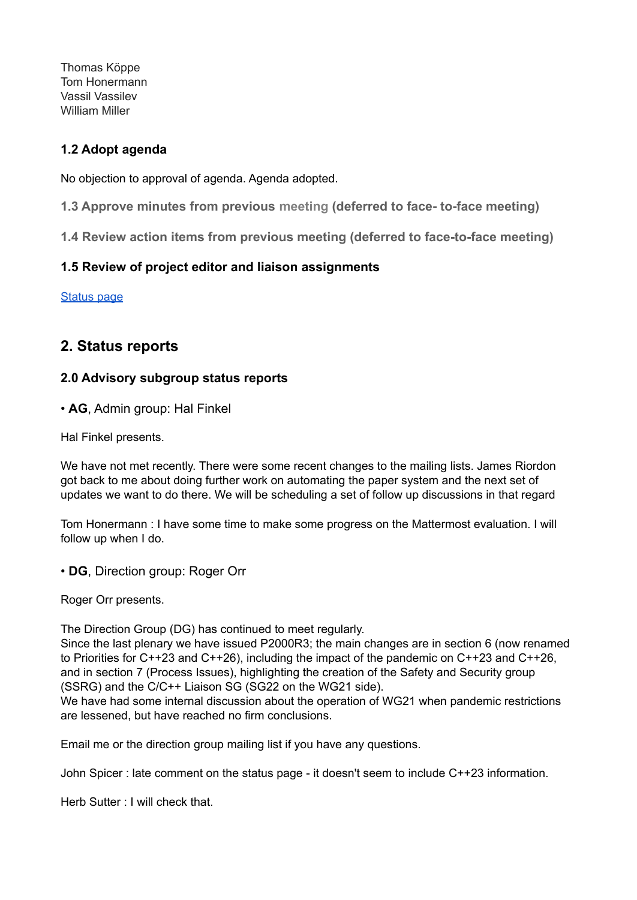Thomas Köppe
Tom Honermann
Vassil Vassilev
William Miller

### 1.2 Adopt agenda

No objection to approval of agenda. Agenda adopted.

### 1.3 Approve minutes from previous meeting (deferred to face- to-face meeting)

### 1.4 Review action items from previous meeting (deferred to face-to-face meeting)

### 1.5 Review of project editor and liaison assignments

[Status page]

## 2. Status reports

### 2.0 Advisory subgroup status reports

- **AG**, Admin group: Hal Finkel

Hal Finkel presents.

We have not met recently. There were some recent changes to the mailing lists. James Riordon got back to me about doing further work on automating the paper system and the next set of updates we want to do there. We will be scheduling a set of follow up discussions in that regard

Tom Honermann : I have some time to make some progress on the Mattermost evaluation. I will follow up when I do.

- **DG**, Direction group: Roger Orr

Roger Orr presents.

The Direction Group (DG) has continued to meet regularly.
Since the last plenary we have issued P2000R3; the main changes are in section 6 (now renamed to Priorities for C++23 and C++26), including the impact of the pandemic on C++23 and C++26, and in section 7 (Process Issues), highlighting the creation of the Safety and Security group (SSRG) and the C/C++ Liaison SG (SG22 on the WG21 side).
We have had some internal discussion about the operation of WG21 when pandemic restrictions are lessened, but have reached no firm conclusions.

Email me or the direction group mailing list if you have any questions.

John Spicer : late comment on the status page - it doesn't seem to include C++23 information.

Herb Sutter : I will check that.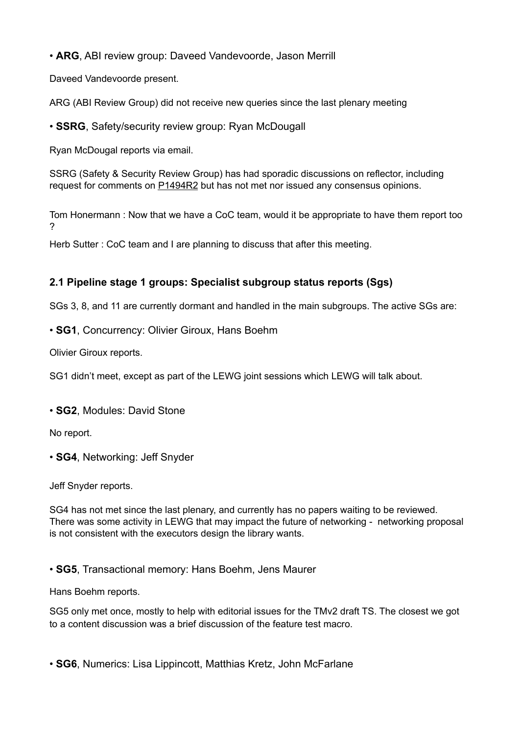• **ARG**, ABI review group: Daveed Vandevoorde, Jason Merrill

Daveed Vandevoorde present.

ARG (ABI Review Group) did not receive new queries since the last plenary meeting

• **SSRG**, Safety/security review group: Ryan McDougall

Ryan McDougal reports via email.

SSRG (Safety & Security Review Group) has had sporadic discussions on reflector, including request for comments on P1494R2 but has not met nor issued any consensus opinions.

Tom Honermann : Now that we have a CoC team, would it be appropriate to have them report too ?

Herb Sutter : CoC team and I are planning to discuss that after this meeting.

### 2.1 Pipeline stage 1 groups: Specialist subgroup status reports (Sgs)

SGs 3, 8, and 11 are currently dormant and handled in the main subgroups. The active SGs are:

• **SG1**, Concurrency: Olivier Giroux, Hans Boehm

Olivier Giroux reports.

SG1 didn't meet, except as part of the LEWG joint sessions which LEWG will talk about.

• **SG2**, Modules: David Stone

No report.

• **SG4**, Networking: Jeff Snyder

Jeff Snyder reports.

SG4 has not met since the last plenary, and currently has no papers waiting to be reviewed. There was some activity in LEWG that may impact the future of networking - networking proposal is not consistent with the executors design the library wants.

• **SG5**, Transactional memory: Hans Boehm, Jens Maurer

Hans Boehm reports.

SG5 only met once, mostly to help with editorial issues for the TMv2 draft TS. The closest we got to a content discussion was a brief discussion of the feature test macro.

• **SG6**, Numerics: Lisa Lippincott, Matthias Kretz, John McFarlane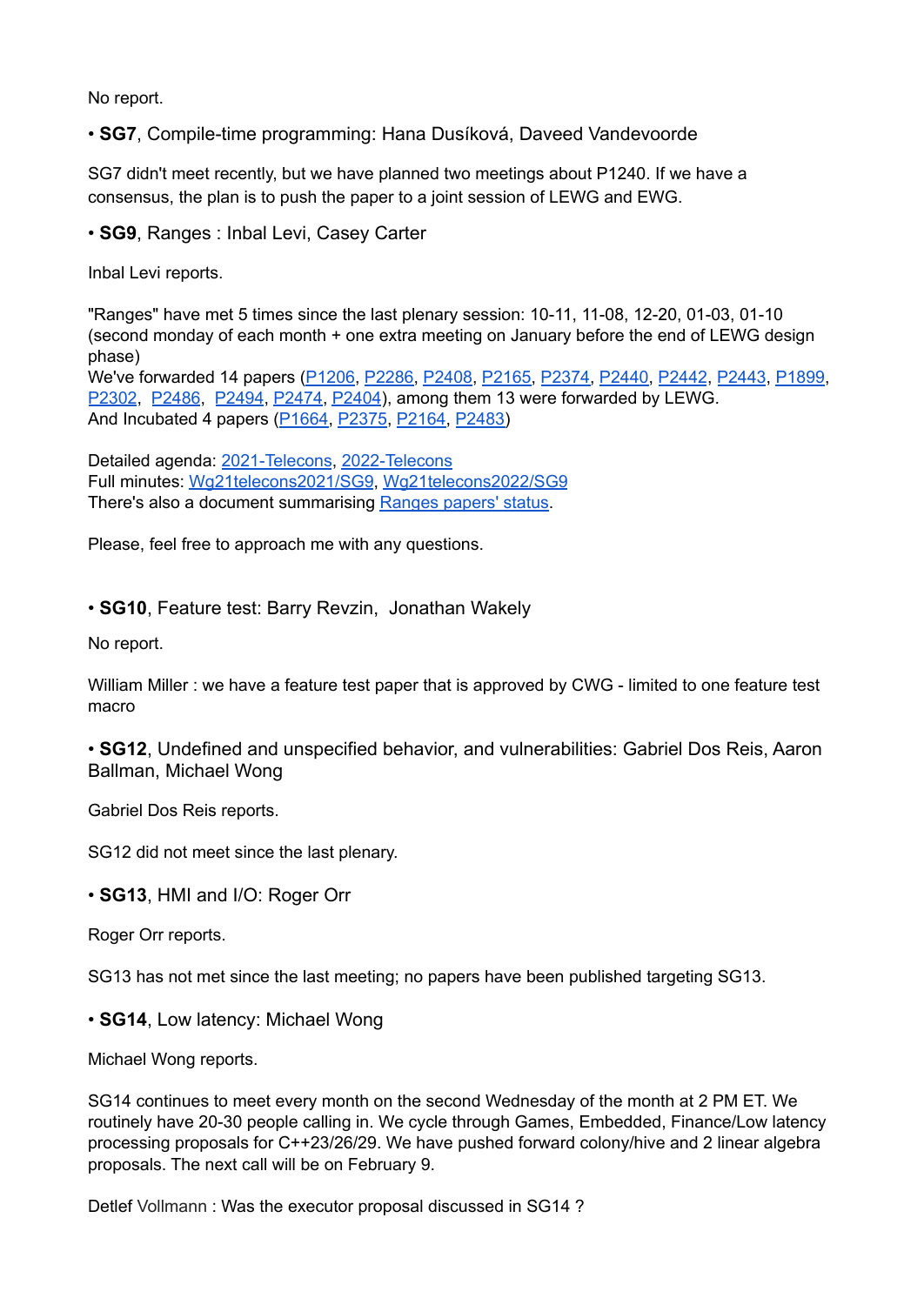No report.

• **SG7**, Compile-time programming: Hana Dusíková, Daveed Vandevoorde

SG7 didn't meet recently, but we have planned two meetings about P1240. If we have a consensus, the plan is to push the paper to a joint session of LEWG and EWG.

• **SG9**, Ranges : Inbal Levi, Casey Carter

Inbal Levi reports.

"Ranges" have met 5 times since the last plenary session: 10-11, 11-08, 12-20, 01-03, 01-10 (second monday of each month + one extra meeting on January before the end of LEWG design phase)
We've forwarded 14 papers (P1206, P2286, P2408, P2165, P2374, P2440, P2442, P2443, P1899, P2302, P2486, P2494, P2474, P2404), among them 13 were forwarded by LEWG.
And Incubated 4 papers (P1664, P2375, P2164, P2483)

Detailed agenda: 2021-Telecons, 2022-Telecons
Full minutes: Wg21telecons2021/SG9, Wg21telecons2022/SG9
There's also a document summarising Ranges papers' status.

Please, feel free to approach me with any questions.

• **SG10**, Feature test: Barry Revzin, Jonathan Wakely

No report.

William Miller : we have a feature test paper that is approved by CWG - limited to one feature test macro

• **SG12**, Undefined and unspecified behavior, and vulnerabilities: Gabriel Dos Reis, Aaron Ballman, Michael Wong

Gabriel Dos Reis reports.

SG12 did not meet since the last plenary.

• **SG13**, HMI and I/O: Roger Orr

Roger Orr reports.

SG13 has not met since the last meeting; no papers have been published targeting SG13.

• **SG14**, Low latency: Michael Wong

Michael Wong reports.

SG14 continues to meet every month on the second Wednesday of the month at 2 PM ET. We routinely have 20-30 people calling in. We cycle through Games, Embedded, Finance/Low latency processing proposals for C++23/26/29. We have pushed forward colony/hive and 2 linear algebra proposals. The next call will be on February 9.

Detlef Vollmann : Was the executor proposal discussed in SG14 ?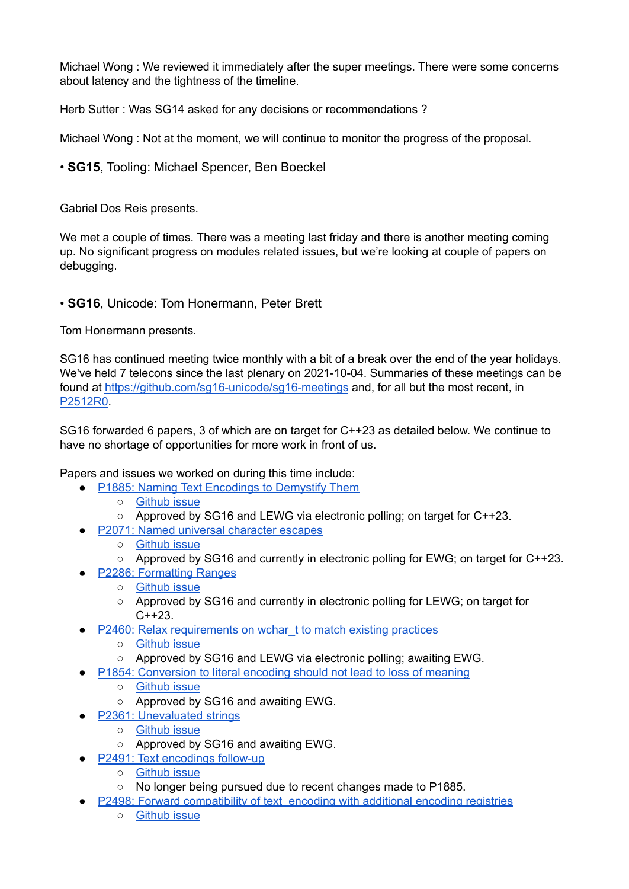Michael Wong : We reviewed it immediately after the super meetings. There were some concerns about latency and the tightness of the timeline.

Herb Sutter : Was SG14 asked for any decisions or recommendations ?

Michael Wong : Not at the moment, we will continue to monitor the progress of the proposal.

• **SG15**, Tooling: Michael Spencer, Ben Boeckel

Gabriel Dos Reis presents.

We met a couple of times. There was a meeting last friday and there is another meeting coming up. No significant progress on modules related issues, but we're looking at couple of papers on debugging.

• **SG16**, Unicode: Tom Honermann, Peter Brett

Tom Honermann presents.

SG16 has continued meeting twice monthly with a bit of a break over the end of the year holidays. We've held 7 telecons since the last plenary on 2021-10-04. Summaries of these meetings can be found at [https://github.com/sg16-unicode/sg16-meetings](https://github.com/sg16-unicode/sg16-meetings) and, for all but the most recent, in [P2512R0](P2512R0).

SG16 forwarded 6 papers, 3 of which are on target for C++23 as detailed below. We continue to have no shortage of opportunities for more work in front of us.

Papers and issues we worked on during this time include:

- [P1885: Naming Text Encodings to Demystify Them](P1885)
  - [Github issue](Github issue)
  - Approved by SG16 and LEWG via electronic polling; on target for C++23.
- [P2071: Named universal character escapes](P2071)
  - [Github issue](Github issue)
  - Approved by SG16 and currently in electronic polling for EWG; on target for C++23.
- [P2286: Formatting Ranges](P2286)
  - [Github issue](Github issue)
  - Approved by SG16 and currently in electronic polling for LEWG; on target for C++23.
- [P2460: Relax requirements on wchar_t to match existing practices](P2460)
  - [Github issue](Github issue)
  - Approved by SG16 and LEWG via electronic polling; awaiting EWG.
- [P1854: Conversion to literal encoding should not lead to loss of meaning](P1854)
  - [Github issue](Github issue)
  - Approved by SG16 and awaiting EWG.
- [P2361: Unevaluated strings](P2361)
  - [Github issue](Github issue)
  - Approved by SG16 and awaiting EWG.
- [P2491: Text encodings follow-up](P2491)
  - [Github issue](Github issue)
  - No longer being pursued due to recent changes made to P1885.
- [P2498: Forward compatibility of text_encoding with additional encoding registries](P2498)
  - [Github issue](Github issue)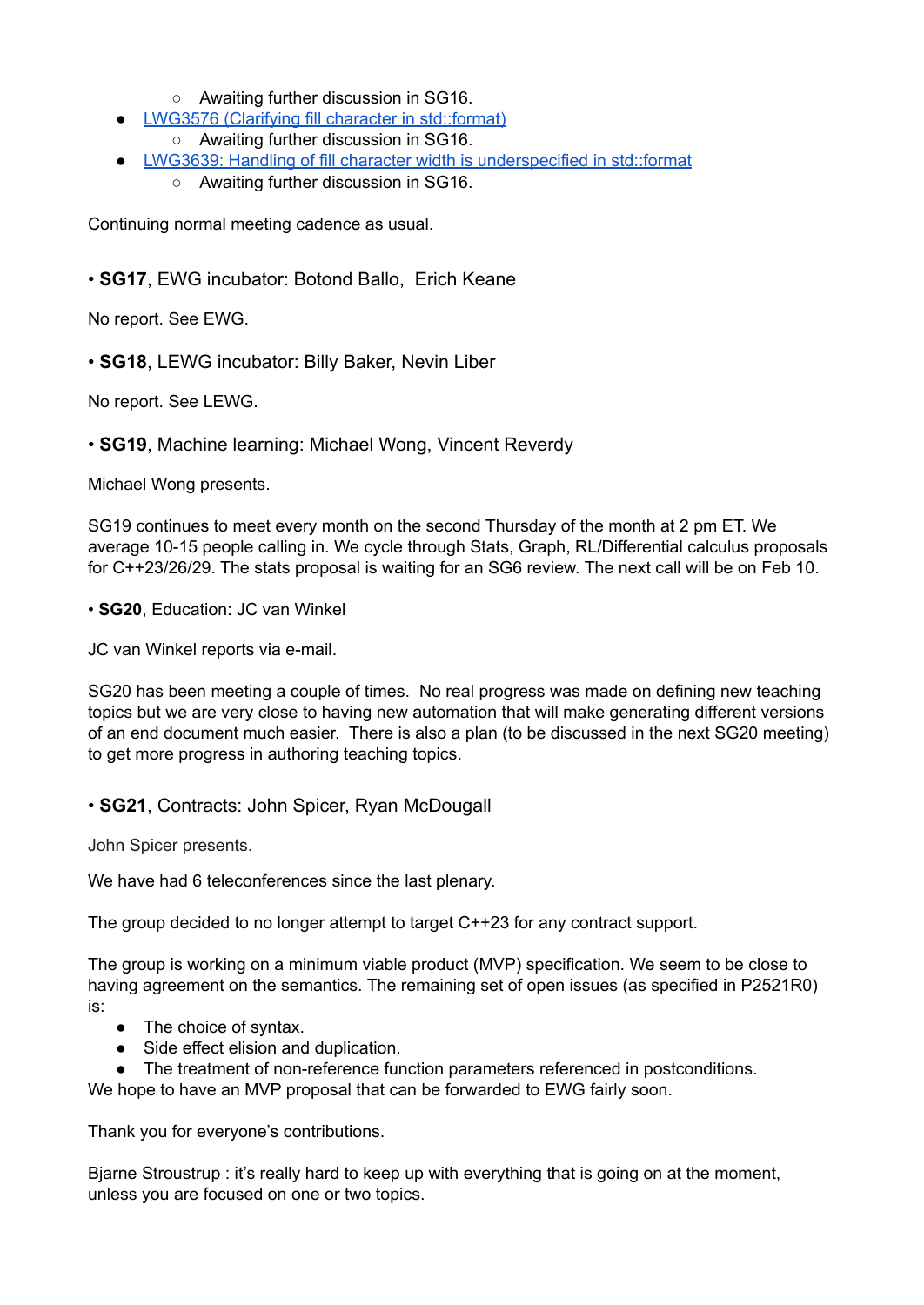- Awaiting further discussion in SG16.
- LWG3576 (Clarifying fill character in std::format)
    - Awaiting further discussion in SG16.
- LWG3639: Handling of fill character width is underspecified in std::format
    - Awaiting further discussion in SG16.

Continuing normal meeting cadence as usual.

• **SG17**, EWG incubator: Botond Ballo, Erich Keane

No report. See EWG.

• **SG18**, LEWG incubator: Billy Baker, Nevin Liber

No report. See LEWG.

• **SG19**, Machine learning: Michael Wong, Vincent Reverdy

Michael Wong presents.

SG19 continues to meet every month on the second Thursday of the month at 2 pm ET. We average 10-15 people calling in. We cycle through Stats, Graph, RL/Differential calculus proposals for C++23/26/29. The stats proposal is waiting for an SG6 review. The next call will be on Feb 10.

• **SG20**, Education: JC van Winkel

JC van Winkel reports via e-mail.

SG20 has been meeting a couple of times. No real progress was made on defining new teaching topics but we are very close to having new automation that will make generating different versions of an end document much easier. There is also a plan (to be discussed in the next SG20 meeting) to get more progress in authoring teaching topics.

• **SG21**, Contracts: John Spicer, Ryan McDougall

John Spicer presents.

We have had 6 teleconferences since the last plenary.

The group decided to no longer attempt to target C++23 for any contract support.

The group is working on a minimum viable product (MVP) specification. We seem to be close to having agreement on the semantics. The remaining set of open issues (as specified in P2521R0) is:

- The choice of syntax.
- Side effect elision and duplication.
- The treatment of non-reference function parameters referenced in postconditions.

We hope to have an MVP proposal that can be forwarded to EWG fairly soon.

Thank you for everyone's contributions.

Bjarne Stroustrup : it's really hard to keep up with everything that is going on at the moment, unless you are focused on one or two topics.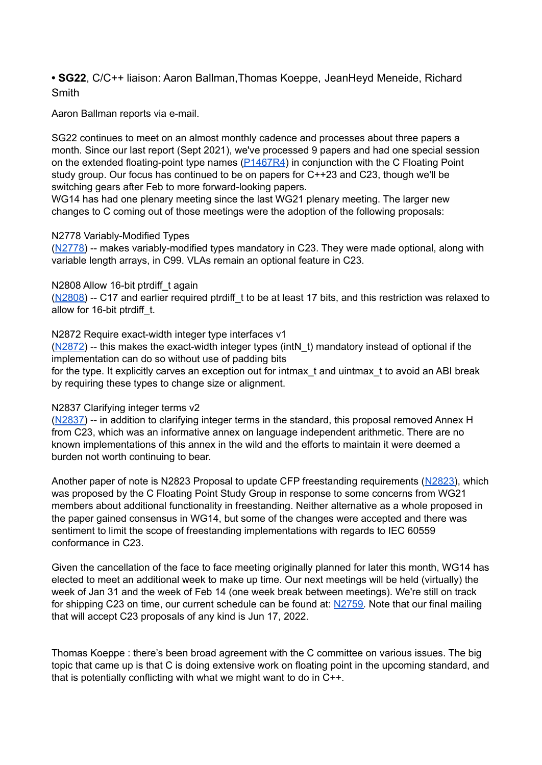• **SG22**, C/C++ liaison: Aaron Ballman,Thomas Koeppe, JeanHeyd Meneide, Richard Smith

Aaron Ballman reports via e-mail.

SG22 continues to meet on an almost monthly cadence and processes about three papers a month. Since our last report (Sept 2021), we've processed 9 papers and had one special session on the extended floating-point type names (P1467R4) in conjunction with the C Floating Point study group. Our focus has continued to be on papers for C++23 and C23, though we'll be switching gears after Feb to more forward-looking papers.
WG14 has had one plenary meeting since the last WG21 plenary meeting. The larger new changes to C coming out of those meetings were the adoption of the following proposals:

N2778 Variably-Modified Types
(N2778) -- makes variably-modified types mandatory in C23. They were made optional, along with variable length arrays, in C99. VLAs remain an optional feature in C23.

N2808 Allow 16-bit ptrdiff_t again
(N2808) -- C17 and earlier required ptrdiff_t to be at least 17 bits, and this restriction was relaxed to allow for 16-bit ptrdiff_t.

N2872 Require exact-width integer type interfaces v1
(N2872) -- this makes the exact-width integer types (intN_t) mandatory instead of optional if the implementation can do so without use of padding bits
for the type. It explicitly carves an exception out for intmax_t and uintmax_t to avoid an ABI break by requiring these types to change size or alignment.

N2837 Clarifying integer terms v2
(N2837) -- in addition to clarifying integer terms in the standard, this proposal removed Annex H from C23, which was an informative annex on language independent arithmetic. There are no known implementations of this annex in the wild and the efforts to maintain it were deemed a burden not worth continuing to bear.

Another paper of note is N2823 Proposal to update CFP freestanding requirements (N2823), which was proposed by the C Floating Point Study Group in response to some concerns from WG21 members about additional functionality in freestanding. Neither alternative as a whole proposed in the paper gained consensus in WG14, but some of the changes were accepted and there was sentiment to limit the scope of freestanding implementations with regards to IEC 60559 conformance in C23.

Given the cancellation of the face to face meeting originally planned for later this month, WG14 has elected to meet an additional week to make up time. Our next meetings will be held (virtually) the week of Jan 31 and the week of Feb 14 (one week break between meetings). We're still on track for shipping C23 on time, our current schedule can be found at: N2759. Note that our final mailing that will accept C23 proposals of any kind is Jun 17, 2022.

Thomas Koeppe : there's been broad agreement with the C committee on various issues. The big topic that came up is that C is doing extensive work on floating point in the upcoming standard, and that is potentially conflicting with what we might want to do in C++.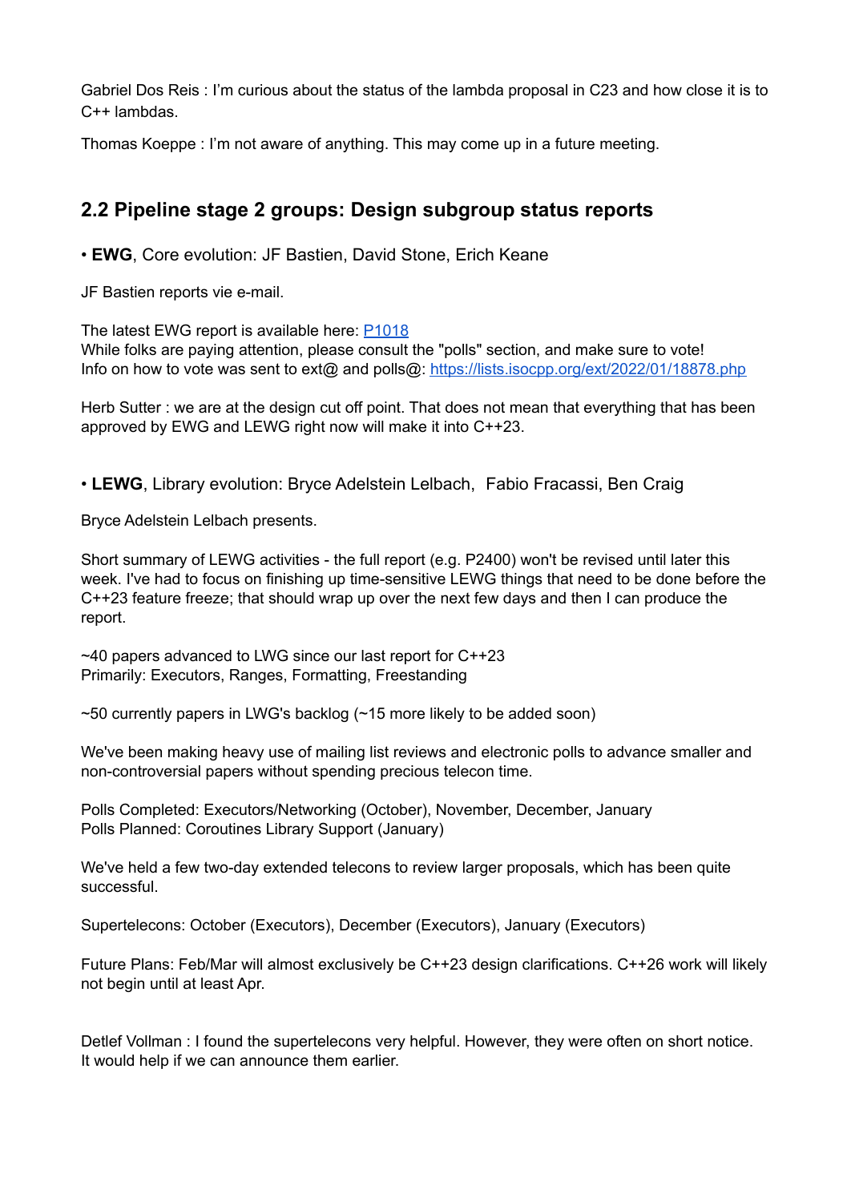Gabriel Dos Reis : I'm curious about the status of the lambda proposal in C23 and how close it is to C++ lambdas.

Thomas Koeppe : I'm not aware of anything. This may come up in a future meeting.

## 2.2 Pipeline stage 2 groups: Design subgroup status reports

• **EWG**, Core evolution: JF Bastien, David Stone, Erich Keane

JF Bastien reports vie e-mail.

The latest EWG report is available here: [P1018](P1018)
While folks are paying attention, please consult the "polls" section, and make sure to vote!
Info on how to vote was sent to ext@ and polls@: [https://lists.isocpp.org/ext/2022/01/18878.php](https://lists.isocpp.org/ext/2022/01/18878.php)

Herb Sutter : we are at the design cut off point. That does not mean that everything that has been approved by EWG and LEWG right now will make it into C++23.

• **LEWG**, Library evolution: Bryce Adelstein Lelbach,  Fabio Fracassi, Ben Craig

Bryce Adelstein Lelbach presents.

Short summary of LEWG activities - the full report (e.g. P2400) won't be revised until later this week. I've had to focus on finishing up time-sensitive LEWG things that need to be done before the C++23 feature freeze; that should wrap up over the next few days and then I can produce the report.

~40 papers advanced to LWG since our last report for C++23
Primarily: Executors, Ranges, Formatting, Freestanding

~50 currently papers in LWG's backlog (~15 more likely to be added soon)

We've been making heavy use of mailing list reviews and electronic polls to advance smaller and non-controversial papers without spending precious telecon time.

Polls Completed: Executors/Networking (October), November, December, January
Polls Planned: Coroutines Library Support (January)

We've held a few two-day extended telecons to review larger proposals, which has been quite successful.

Supertelecons: October (Executors), December (Executors), January (Executors)

Future Plans: Feb/Mar will almost exclusively be C++23 design clarifications. C++26 work will likely not begin until at least Apr.

Detlef Vollman : I found the supertelecons very helpful. However, they were often on short notice. It would help if we can announce them earlier.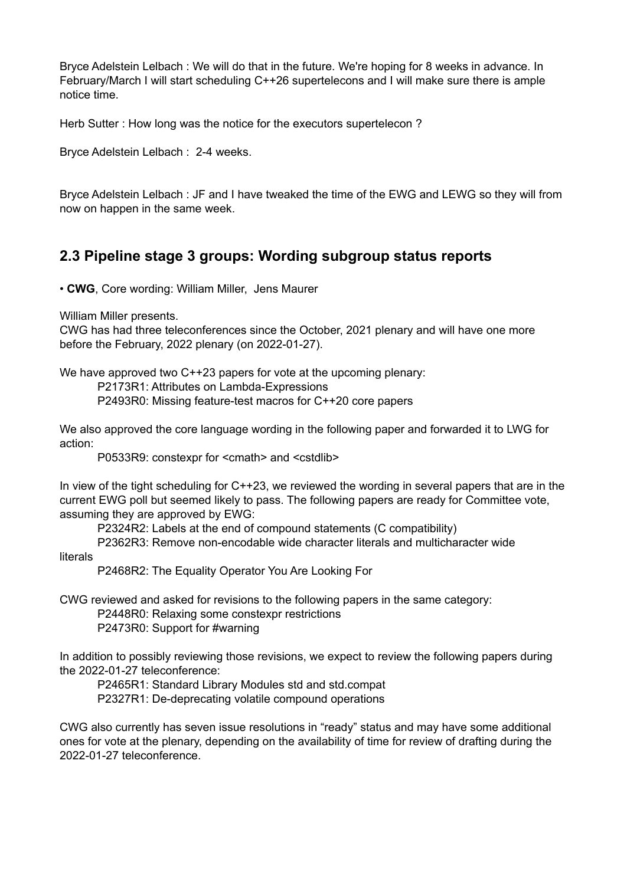Bryce Adelstein Lelbach : We will do that in the future. We're hoping for 8 weeks in advance. In February/March I will start scheduling C++26 supertelecons and I will make sure there is ample notice time.

Herb Sutter : How long was the notice for the executors supertelecon ?

Bryce Adelstein Lelbach : 2-4 weeks.

Bryce Adelstein Lelbach : JF and I have tweaked the time of the EWG and LEWG so they will from now on happen in the same week.

## 2.3 Pipeline stage 3 groups: Wording subgroup status reports

• **CWG**, Core wording: William Miller, Jens Maurer

William Miller presents.
CWG has had three teleconferences since the October, 2021 plenary and will have one more before the February, 2022 plenary (on 2022-01-27).

We have approved two C++23 papers for vote at the upcoming plenary:

P2173R1: Attributes on Lambda-Expressions
P2493R0: Missing feature-test macros for C++20 core papers

We also approved the core language wording in the following paper and forwarded it to LWG for action:

P0533R9: constexpr for <cmath> and <cstdlib>

In view of the tight scheduling for C++23, we reviewed the wording in several papers that are in the current EWG poll but seemed likely to pass. The following papers are ready for Committee vote, assuming they are approved by EWG:

P2324R2: Labels at the end of compound statements (C compatibility)
P2362R3: Remove non-encodable wide character literals and multicharacter wide literals
P2468R2: The Equality Operator You Are Looking For

CWG reviewed and asked for revisions to the following papers in the same category:

P2448R0: Relaxing some constexpr restrictions
P2473R0: Support for #warning

In addition to possibly reviewing those revisions, we expect to review the following papers during the 2022-01-27 teleconference:

P2465R1: Standard Library Modules std and std.compat
P2327R1: De-deprecating volatile compound operations

CWG also currently has seven issue resolutions in “ready” status and may have some additional ones for vote at the plenary, depending on the availability of time for review of drafting during the 2022-01-27 teleconference.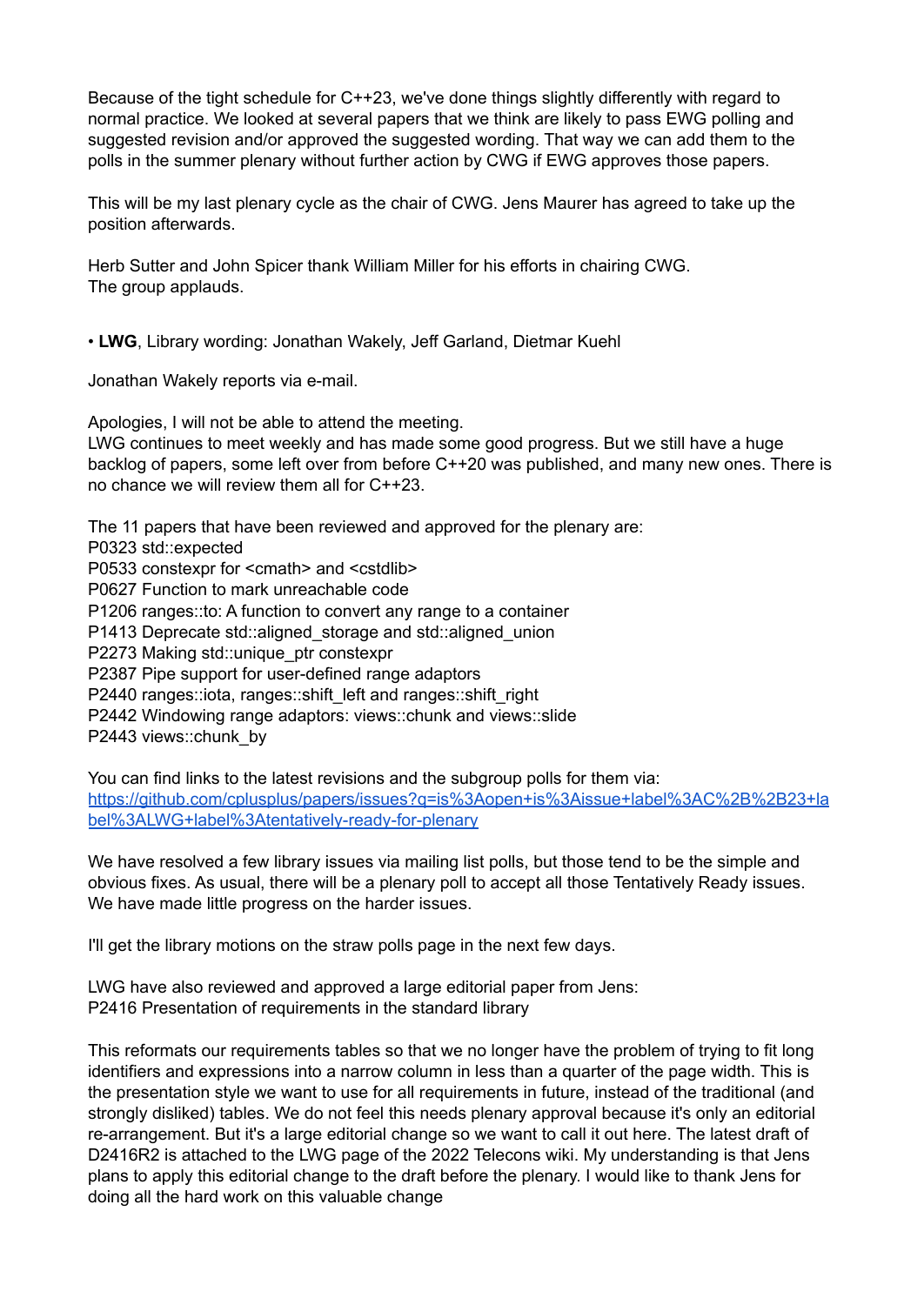Because of the tight schedule for C++23, we've done things slightly differently with regard to normal practice. We looked at several papers that we think are likely to pass EWG polling and suggested revision and/or approved the suggested wording. That way we can add them to the polls in the summer plenary without further action by CWG if EWG approves those papers.

This will be my last plenary cycle as the chair of CWG. Jens Maurer has agreed to take up the position afterwards.

Herb Sutter and John Spicer thank William Miller for his efforts in chairing CWG.
The group applauds.

• **LWG**, Library wording: Jonathan Wakely, Jeff Garland, Dietmar Kuehl

Jonathan Wakely reports via e-mail.

Apologies, I will not be able to attend the meeting.
LWG continues to meet weekly and has made some good progress. But we still have a huge backlog of papers, some left over from before C++20 was published, and many new ones. There is no chance we will review them all for C++23.

The 11 papers that have been reviewed and approved for the plenary are:
P0323 std::expected
P0533 constexpr for <cmath> and <cstdlib>
P0627 Function to mark unreachable code
P1206 ranges::to: A function to convert any range to a container
P1413 Deprecate std::aligned_storage and std::aligned_union
P2273 Making std::unique_ptr constexpr
P2387 Pipe support for user-defined range adaptors
P2440 ranges::iota, ranges::shift_left and ranges::shift_right
P2442 Windowing range adaptors: views::chunk and views::slide
P2443 views::chunk_by

You can find links to the latest revisions and the subgroup polls for them via:
[https://github.com/cplusplus/papers/issues?q=is%3Aopen+is%3Aissue+label%3AC%2B%2B23+label%3ALWG+label%3Atentatively-ready-for-plenary](https://github.com/cplusplus/papers/issues?q=is%3Aopen+is%3Aissue+label%3AC%2B%2B23+label%3ALWG+label%3Atentatively-ready-for-plenary)

We have resolved a few library issues via mailing list polls, but those tend to be the simple and obvious fixes. As usual, there will be a plenary poll to accept all those Tentatively Ready issues. We have made little progress on the harder issues.

I'll get the library motions on the straw polls page in the next few days.

LWG have also reviewed and approved a large editorial paper from Jens:
P2416 Presentation of requirements in the standard library

This reformats our requirements tables so that we no longer have the problem of trying to fit long identifiers and expressions into a narrow column in less than a quarter of the page width. This is the presentation style we want to use for all requirements in future, instead of the traditional (and strongly disliked) tables. We do not feel this needs plenary approval because it's only an editorial re-arrangement. But it's a large editorial change so we want to call it out here. The latest draft of D2416R2 is attached to the LWG page of the 2022 Telecons wiki. My understanding is that Jens plans to apply this editorial change to the draft before the plenary. I would like to thank Jens for doing all the hard work on this valuable change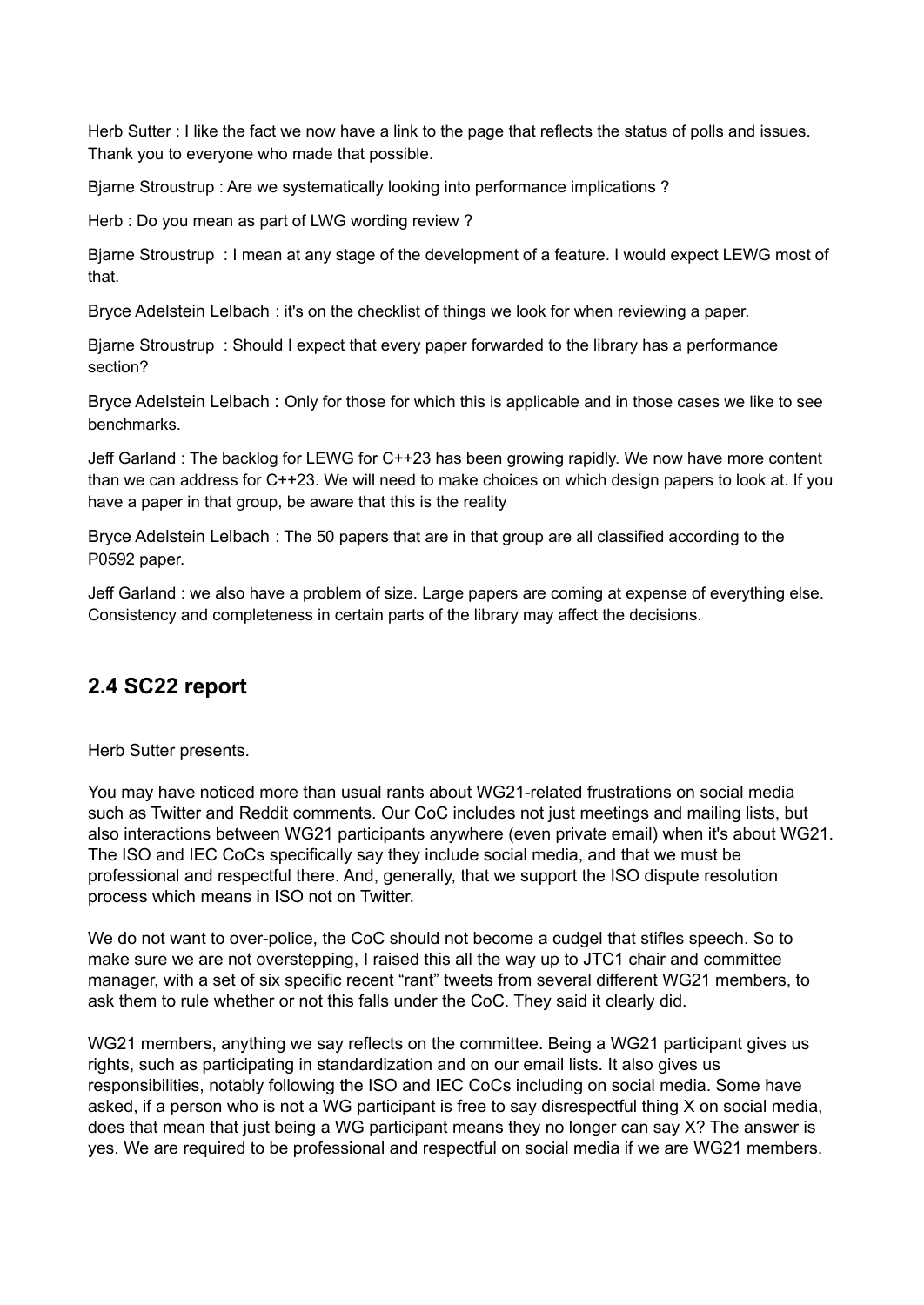Herb Sutter : I like the fact we now have a link to the page that reflects the status of polls and issues. Thank you to everyone who made that possible.

Bjarne Stroustrup : Are we systematically looking into performance implications ?

Herb : Do you mean as part of LWG wording review ?

Bjarne Stroustrup : I mean at any stage of the development of a feature. I would expect LEWG most of that.

Bryce Adelstein Lelbach : it's on the checklist of things we look for when reviewing a paper.

Bjarne Stroustrup : Should I expect that every paper forwarded to the library has a performance section?

Bryce Adelstein Lelbach : Only for those for which this is applicable and in those cases we like to see benchmarks.

Jeff Garland : The backlog for LEWG for C++23 has been growing rapidly. We now have more content than we can address for C++23. We will need to make choices on which design papers to look at. If you have a paper in that group, be aware that this is the reality

Bryce Adelstein Lelbach : The 50 papers that are in that group are all classified according to the P0592 paper.

Jeff Garland : we also have a problem of size. Large papers are coming at expense of everything else. Consistency and completeness in certain parts of the library may affect the decisions.

## 2.4 SC22 report

Herb Sutter presents.

You may have noticed more than usual rants about WG21-related frustrations on social media such as Twitter and Reddit comments. Our CoC includes not just meetings and mailing lists, but also interactions between WG21 participants anywhere (even private email) when it's about WG21. The ISO and IEC CoCs specifically say they include social media, and that we must be professional and respectful there. And, generally, that we support the ISO dispute resolution process which means in ISO not on Twitter.

We do not want to over-police, the CoC should not become a cudgel that stifles speech. So to make sure we are not overstepping, I raised this all the way up to JTC1 chair and committee manager, with a set of six specific recent "rant" tweets from several different WG21 members, to ask them to rule whether or not this falls under the CoC. They said it clearly did.

WG21 members, anything we say reflects on the committee. Being a WG21 participant gives us rights, such as participating in standardization and on our email lists. It also gives us responsibilities, notably following the ISO and IEC CoCs including on social media. Some have asked, if a person who is not a WG participant is free to say disrespectful thing X on social media, does that mean that just being a WG participant means they no longer can say X? The answer is yes. We are required to be professional and respectful on social media if we are WG21 members.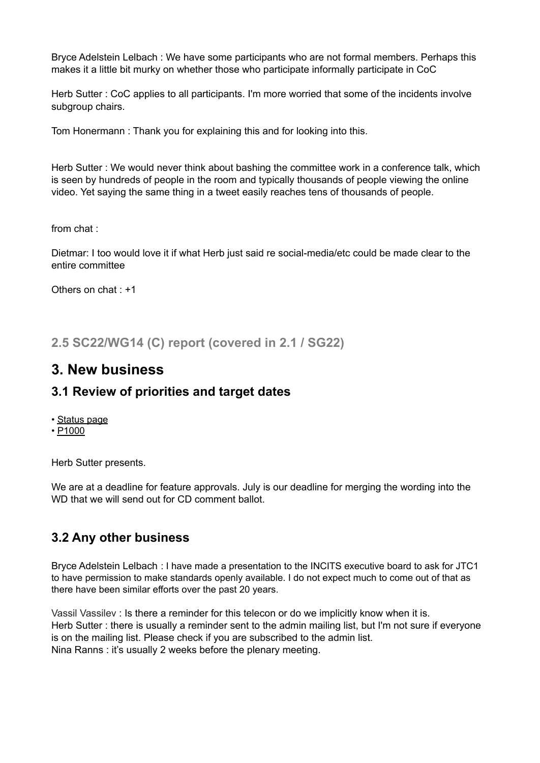Bryce Adelstein Lelbach : We have some participants who are not formal members. Perhaps this makes it a little bit murky on whether those who participate informally participate in CoC

Herb Sutter : CoC applies to all participants. I'm more worried that some of the incidents involve subgroup chairs.

Tom Honermann : Thank you for explaining this and for looking into this.

Herb Sutter : We would never think about bashing the committee work in a conference talk, which is seen by hundreds of people in the room and typically thousands of people viewing the online video. Yet saying the same thing in a tweet easily reaches tens of thousands of people.

from chat :

Dietmar: I too would love it if what Herb just said re social-media/etc could be made clear to the entire committee

Others on chat : +1

### 2.5 SC22/WG14 (C) report (covered in 2.1 / SG22)

## 3. New business

### 3.1 Review of priorities and target dates

• Status page
• P1000

Herb Sutter presents.

We are at a deadline for feature approvals. July is our deadline for merging the wording into the WD that we will send out for CD comment ballot.

### 3.2 Any other business

Bryce Adelstein Lelbach : I have made a presentation to the INCITS executive board to ask for JTC1 to have permission to make standards openly available. I do not expect much to come out of that as there have been similar efforts over the past 20 years.

Vassil Vassilev : Is there a reminder for this telecon or do we implicitly know when it is.
Herb Sutter : there is usually a reminder sent to the admin mailing list, but I'm not sure if everyone is on the mailing list. Please check if you are subscribed to the admin list.
Nina Ranns : it's usually 2 weeks before the plenary meeting.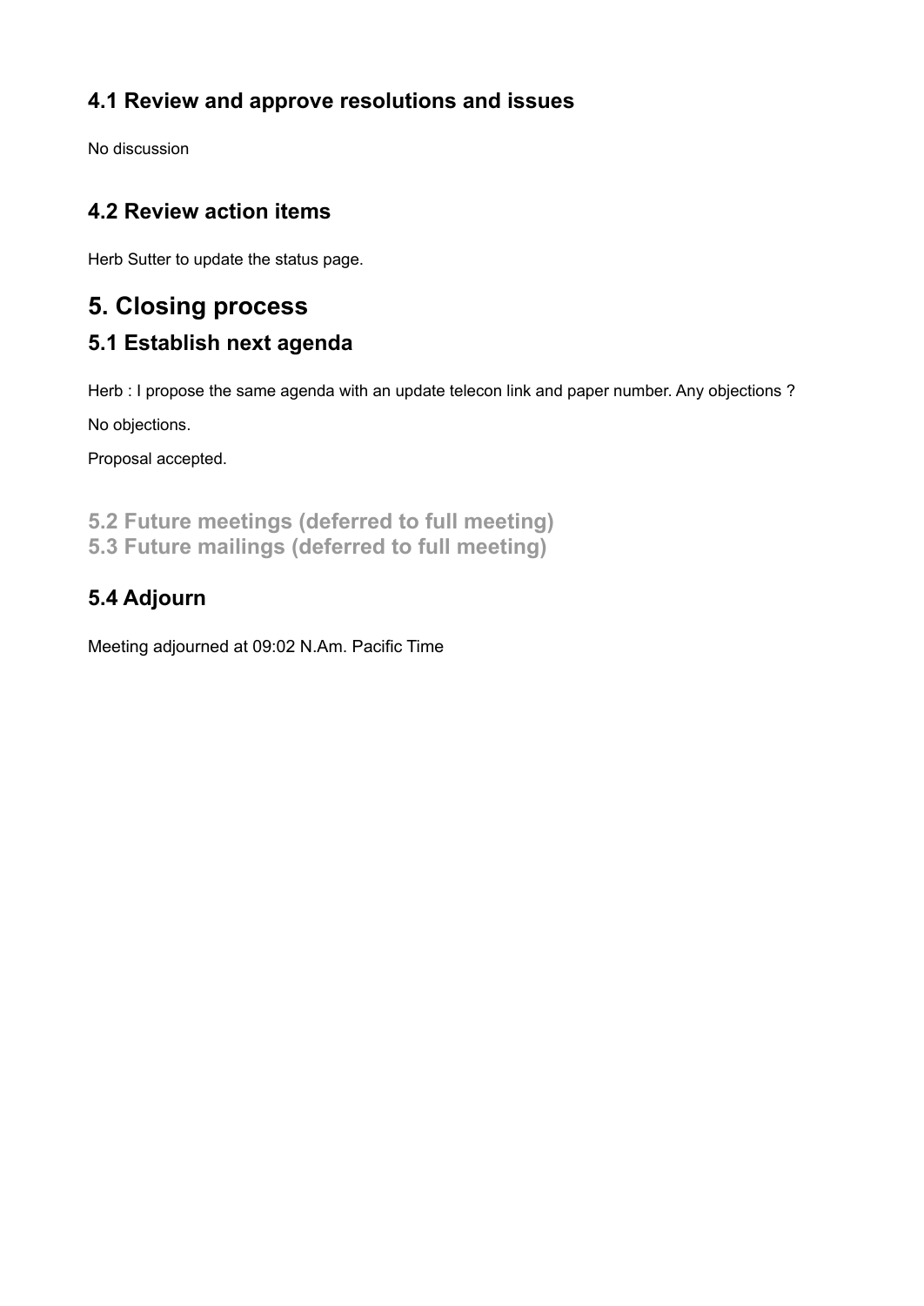### 4.1 Review and approve resolutions and issues

No discussion

### 4.2 Review action items

Herb Sutter to update the status page.

## 5. Closing process

### 5.1 Establish next agenda

Herb : I propose the same agenda with an update telecon link and paper number. Any objections ?

No objections.

Proposal accepted.

### 5.2 Future meetings (deferred to full meeting)

### 5.3 Future mailings (deferred to full meeting)

### 5.4 Adjourn

Meeting adjourned at 09:02 N.Am. Pacific Time